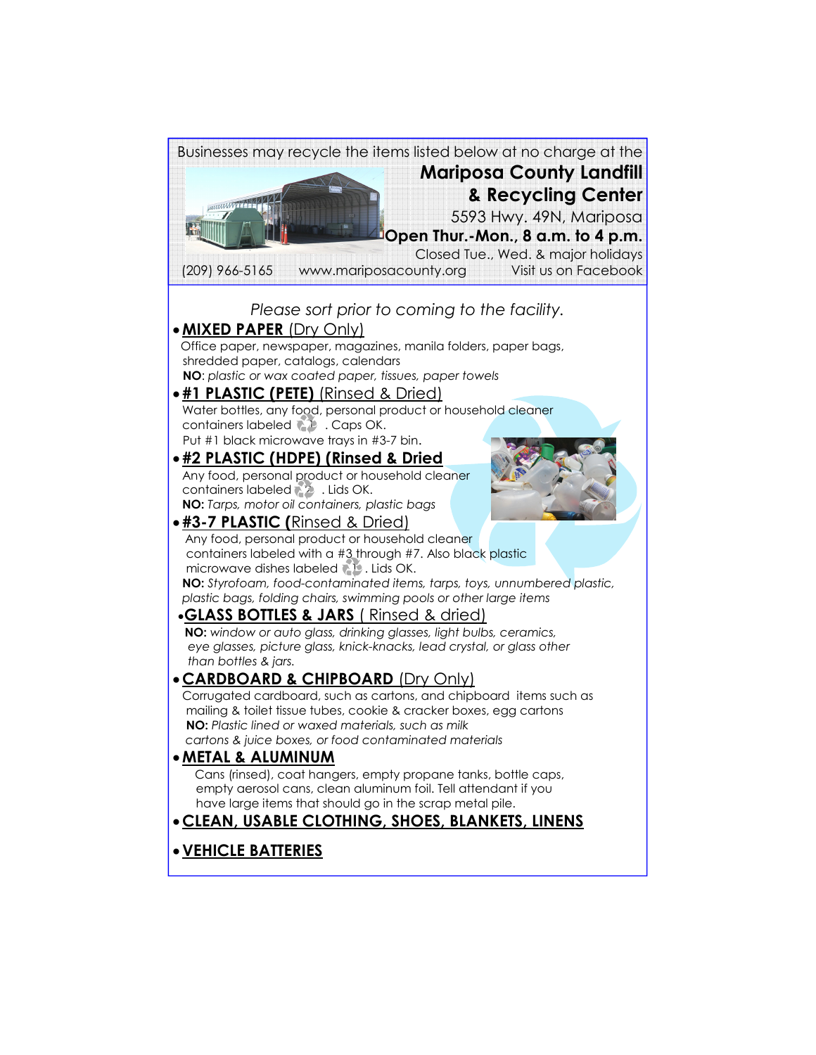Businesses may recycle the items listed below at no charge at the

## Mariposa County Landfill & Recycling Center

5593 Hwy. 49N, Mariposa

**Open Thur.-Mon., 8 a.m. to 4 p.m.**

Closed Tue., Wed. & major holidays

(209) 966-5165 www.mariposacounty.org Visit us on Facebook

*Please sort prior to coming to the facility.*

- **MIXED PAPER** (Dry Only)
  Office paper, newspaper, magazines, manila folders, paper bags, shredded paper, catalogs, calendars
  **NO**: *plastic or wax coated paper, tissues, paper towels*

- **#1 PLASTIC (PETE)** (Rinsed & Dried)
  Water bottles, any food, personal product or household cleaner containers labeled ♻1. Caps OK.
  Put #1 black microwave trays in #3-7 bin.

- **#2 PLASTIC (HDPE) (Rinsed & Dried**
  Any food, personal product or household cleaner containers labeled ♻2. Lids OK.
  **NO:** *Tarps, motor oil containers, plastic bags*

- **#3-7 PLASTIC (**Rinsed & Dried)
  Any food, personal product or household cleaner containers labeled with a #3 through #7. Also black plastic microwave dishes labeled ♻1. Lids OK.
  **NO:** *Styrofoam, food-contaminated items, tarps, toys, unnumbered plastic, plastic bags, folding chairs, swimming pools or other large items*

- **GLASS BOTTLES & JARS** ( Rinsed & dried)
  **NO:** *window or auto glass, drinking glasses, light bulbs, ceramics, eye glasses, picture glass, knick-knacks, lead crystal, or glass other than bottles & jars.*

- **CARDBOARD & CHIPBOARD** (Dry Only)
  Corrugated cardboard, such as cartons, and chipboard items such as mailing & toilet tissue tubes, cookie & cracker boxes, egg cartons
  **NO:** *Plastic lined or waxed materials, such as milk cartons & juice boxes, or food contaminated materials*

- **METAL & ALUMINUM**
  Cans (rinsed), coat hangers, empty propane tanks, bottle caps, empty aerosol cans, clean aluminum foil. Tell attendant if you have large items that should go in the scrap metal pile.

- **CLEAN, USABLE CLOTHING, SHOES, BLANKETS, LINENS**

- **VEHICLE BATTERIES**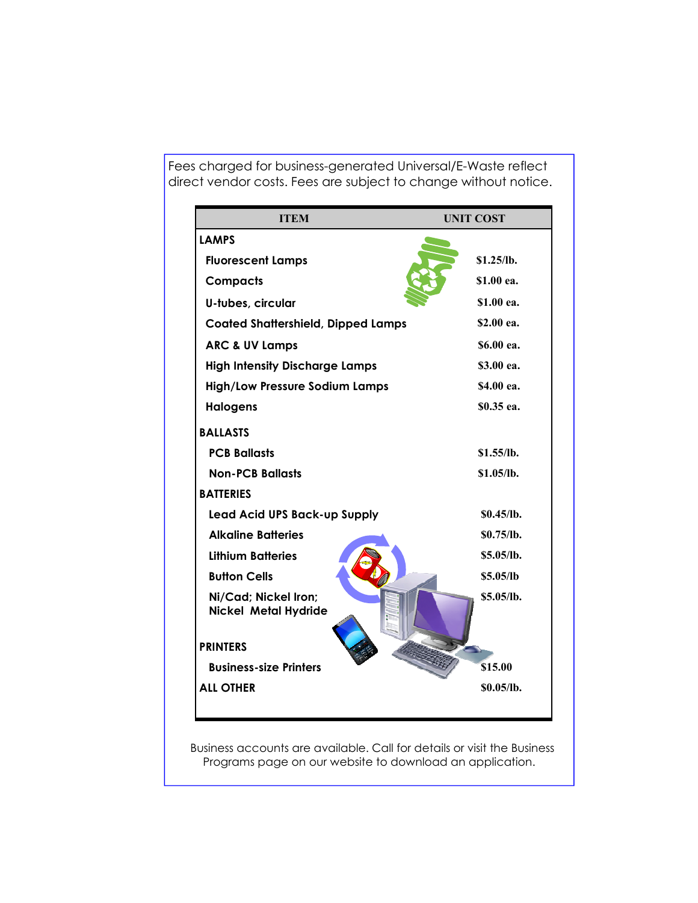Fees charged for business-generated Universal/E-Waste reflect direct vendor costs. Fees are subject to change without notice.

| ITEM | UNIT COST |
|---|---|
| **LAMPS** | |
| Fluorescent Lamps | $1.25/lb. |
| Compacts | $1.00 ea. |
| U-tubes, circular | $1.00 ea. |
| Coated Shattershield, Dipped Lamps | $2.00 ea. |
| ARC & UV Lamps | $6.00 ea. |
| High Intensity Discharge Lamps | $3.00 ea. |
| High/Low Pressure Sodium Lamps | $4.00 ea. |
| Halogens | $0.35 ea. |
| **BALLASTS** | |
| PCB Ballasts | $1.55/lb. |
| Non-PCB Ballasts | $1.05/lb. |
| **BATTERIES** | |
| Lead Acid UPS Back-up Supply | $0.45/lb. |
| Alkaline Batteries | $0.75/lb. |
| Lithium Batteries | $5.05/lb. |
| Button Cells | $5.05/lb |
| Ni/Cad; Nickel Iron; Nickel Metal Hydride | $5.05/lb. |
| **PRINTERS** | |
| Business-size Printers | $15.00 |
| **ALL OTHER** | $0.05/lb. |

Business accounts are available. Call for details or visit the Business Programs page on our website to download an application.